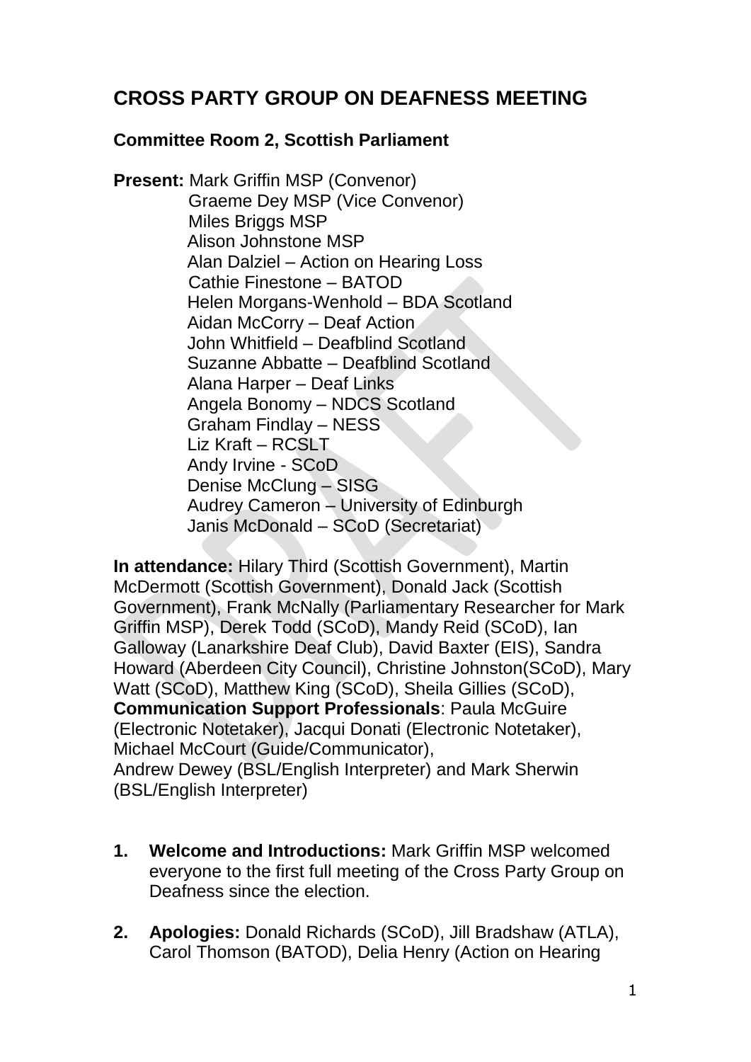# CROSS PARTY GROUP ON DEAFNESS MEETING

**Committee Room 2, Scottish Parliament**

**Present:** Mark Griffin MSP (Convenor)
Graeme Dey MSP (Vice Convenor)
Miles Briggs MSP
Alison Johnstone MSP
Alan Dalziel – Action on Hearing Loss
Cathie Finestone – BATOD
Helen Morgans-Wenhold – BDA Scotland
Aidan McCorry – Deaf Action
John Whitfield – Deafblind Scotland
Suzanne Abbatte – Deafblind Scotland
Alana Harper – Deaf Links
Angela Bonomy – NDCS Scotland
Graham Findlay – NESS
Liz Kraft – RCSLT
Andy Irvine - SCoD
Denise McClung – SISG
Audrey Cameron – University of Edinburgh
Janis McDonald – SCoD (Secretariat)

**In attendance:** Hilary Third (Scottish Government), Martin McDermott (Scottish Government), Donald Jack (Scottish Government), Frank McNally (Parliamentary Researcher for Mark Griffin MSP), Derek Todd (SCoD), Mandy Reid (SCoD), Ian Galloway (Lanarkshire Deaf Club), David Baxter (EIS), Sandra Howard (Aberdeen City Council), Christine Johnston(SCoD), Mary Watt (SCoD), Matthew King (SCoD), Sheila Gillies (SCoD), **Communication Support Professionals**: Paula McGuire (Electronic Notetaker), Jacqui Donati (Electronic Notetaker), Michael McCourt (Guide/Communicator), Andrew Dewey (BSL/English Interpreter) and Mark Sherwin (BSL/English Interpreter)

1. **Welcome and Introductions:** Mark Griffin MSP welcomed everyone to the first full meeting of the Cross Party Group on Deafness since the election.

2. **Apologies:** Donald Richards (SCoD), Jill Bradshaw (ATLA), Carol Thomson (BATOD), Delia Henry (Action on Hearing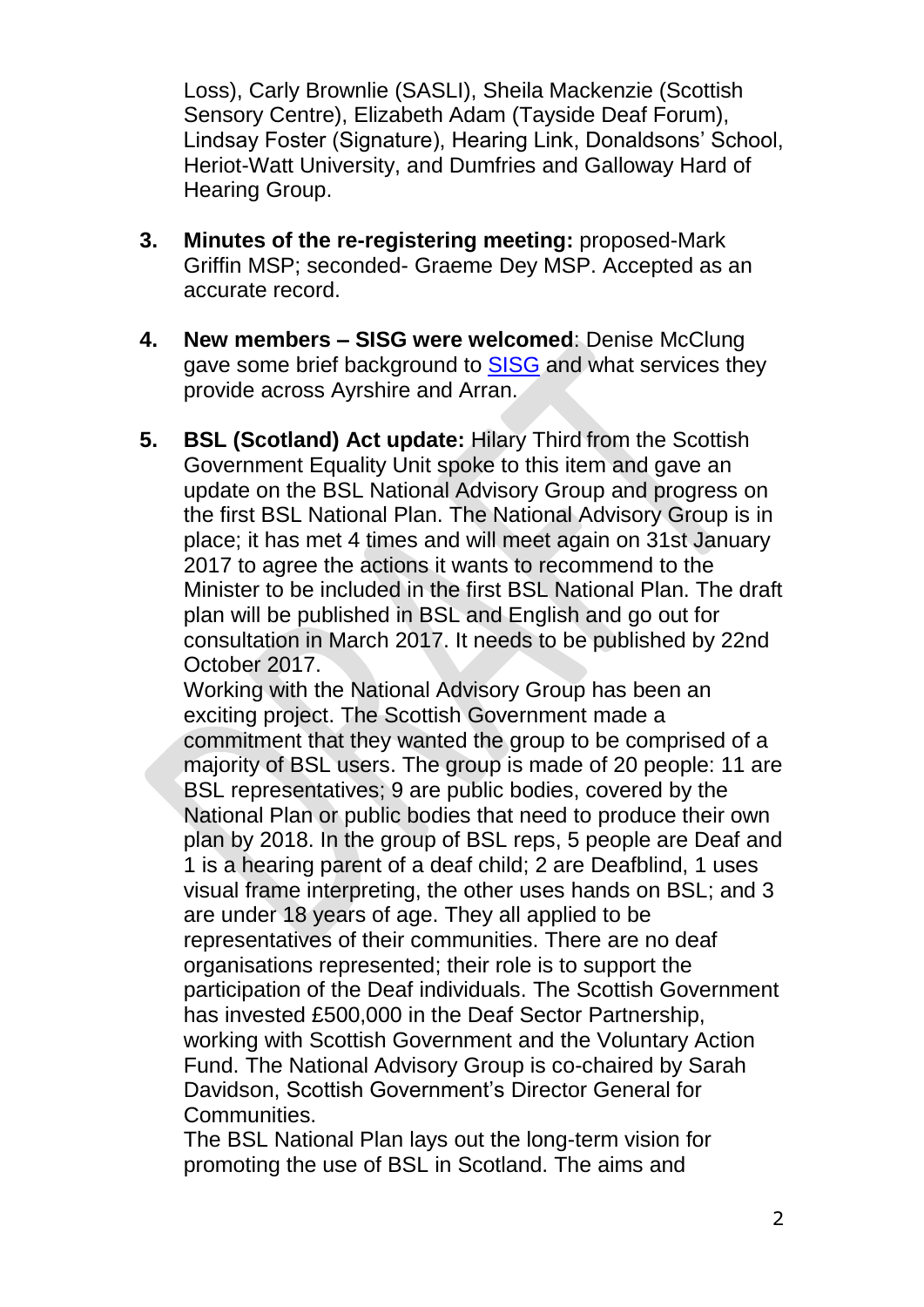Loss), Carly Brownlie (SASLI), Sheila Mackenzie (Scottish Sensory Centre), Elizabeth Adam (Tayside Deaf Forum), Lindsay Foster (Signature), Hearing Link, Donaldsons' School, Heriot-Watt University, and Dumfries and Galloway Hard of Hearing Group.

3. **Minutes of the re-registering meeting:** proposed-Mark Griffin MSP; seconded- Graeme Dey MSP. Accepted as an accurate record.

4. **New members – SISG were welcomed**: Denise McClung gave some brief background to SISG and what services they provide across Ayrshire and Arran.

5. **BSL (Scotland) Act update:** Hilary Third from the Scottish Government Equality Unit spoke to this item and gave an update on the BSL National Advisory Group and progress on the first BSL National Plan. The National Advisory Group is in place; it has met 4 times and will meet again on 31st January 2017 to agree the actions it wants to recommend to the Minister to be included in the first BSL National Plan. The draft plan will be published in BSL and English and go out for consultation in March 2017. It needs to be published by 22nd October 2017.
   Working with the National Advisory Group has been an exciting project. The Scottish Government made a commitment that they wanted the group to be comprised of a majority of BSL users. The group is made of 20 people: 11 are BSL representatives; 9 are public bodies, covered by the National Plan or public bodies that need to produce their own plan by 2018. In the group of BSL reps, 5 people are Deaf and 1 is a hearing parent of a deaf child; 2 are Deafblind, 1 uses visual frame interpreting, the other uses hands on BSL; and 3 are under 18 years of age. They all applied to be representatives of their communities. There are no deaf organisations represented; their role is to support the participation of the Deaf individuals. The Scottish Government has invested £500,000 in the Deaf Sector Partnership, working with Scottish Government and the Voluntary Action Fund. The National Advisory Group is co-chaired by Sarah Davidson, Scottish Government's Director General for Communities.
   The BSL National Plan lays out the long-term vision for promoting the use of BSL in Scotland. The aims and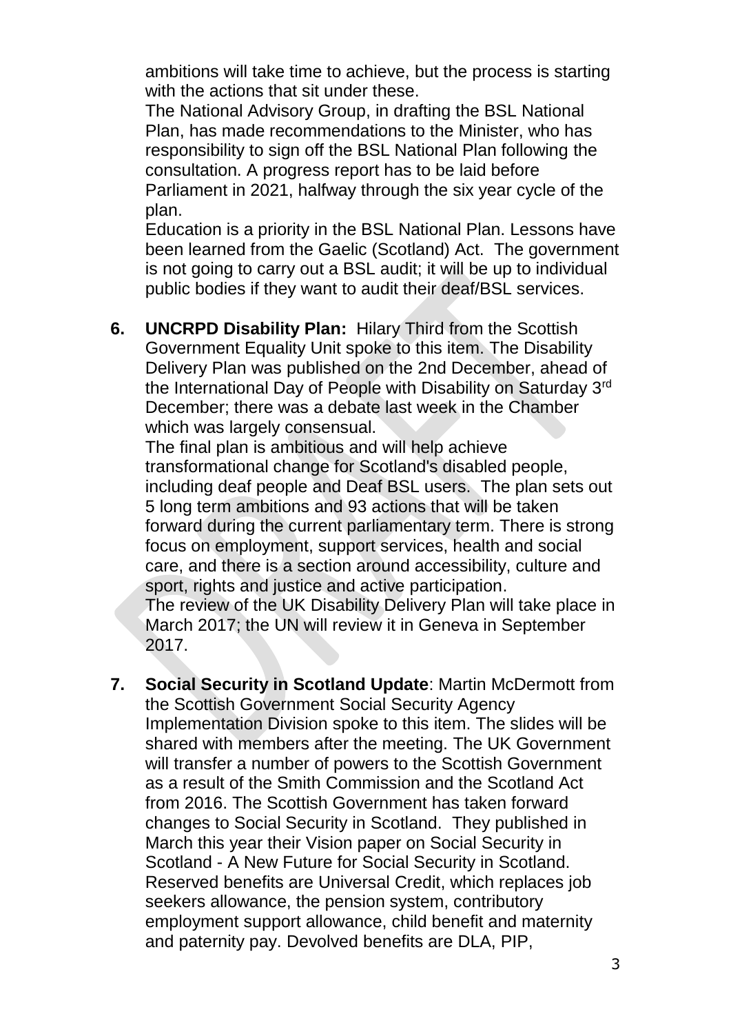ambitions will take time to achieve, but the process is starting with the actions that sit under these.

The National Advisory Group, in drafting the BSL National Plan, has made recommendations to the Minister, who has responsibility to sign off the BSL National Plan following the consultation. A progress report has to be laid before Parliament in 2021, halfway through the six year cycle of the plan.

Education is a priority in the BSL National Plan. Lessons have been learned from the Gaelic (Scotland) Act. The government is not going to carry out a BSL audit; it will be up to individual public bodies if they want to audit their deaf/BSL services.

6. **UNCRPD Disability Plan:** Hilary Third from the Scottish Government Equality Unit spoke to this item. The Disability Delivery Plan was published on the 2nd December, ahead of the International Day of People with Disability on Saturday 3rd December; there was a debate last week in the Chamber which was largely consensual.

   The final plan is ambitious and will help achieve transformational change for Scotland's disabled people, including deaf people and Deaf BSL users. The plan sets out 5 long term ambitions and 93 actions that will be taken forward during the current parliamentary term. There is strong focus on employment, support services, health and social care, and there is a section around accessibility, culture and sport, rights and justice and active participation.

   The review of the UK Disability Delivery Plan will take place in March 2017; the UN will review it in Geneva in September 2017.

7. **Social Security in Scotland Update**: Martin McDermott from the Scottish Government Social Security Agency Implementation Division spoke to this item. The slides will be shared with members after the meeting. The UK Government will transfer a number of powers to the Scottish Government as a result of the Smith Commission and the Scotland Act from 2016. The Scottish Government has taken forward changes to Social Security in Scotland. They published in March this year their Vision paper on Social Security in Scotland - A New Future for Social Security in Scotland. Reserved benefits are Universal Credit, which replaces job seekers allowance, the pension system, contributory employment support allowance, child benefit and maternity and paternity pay. Devolved benefits are DLA, PIP,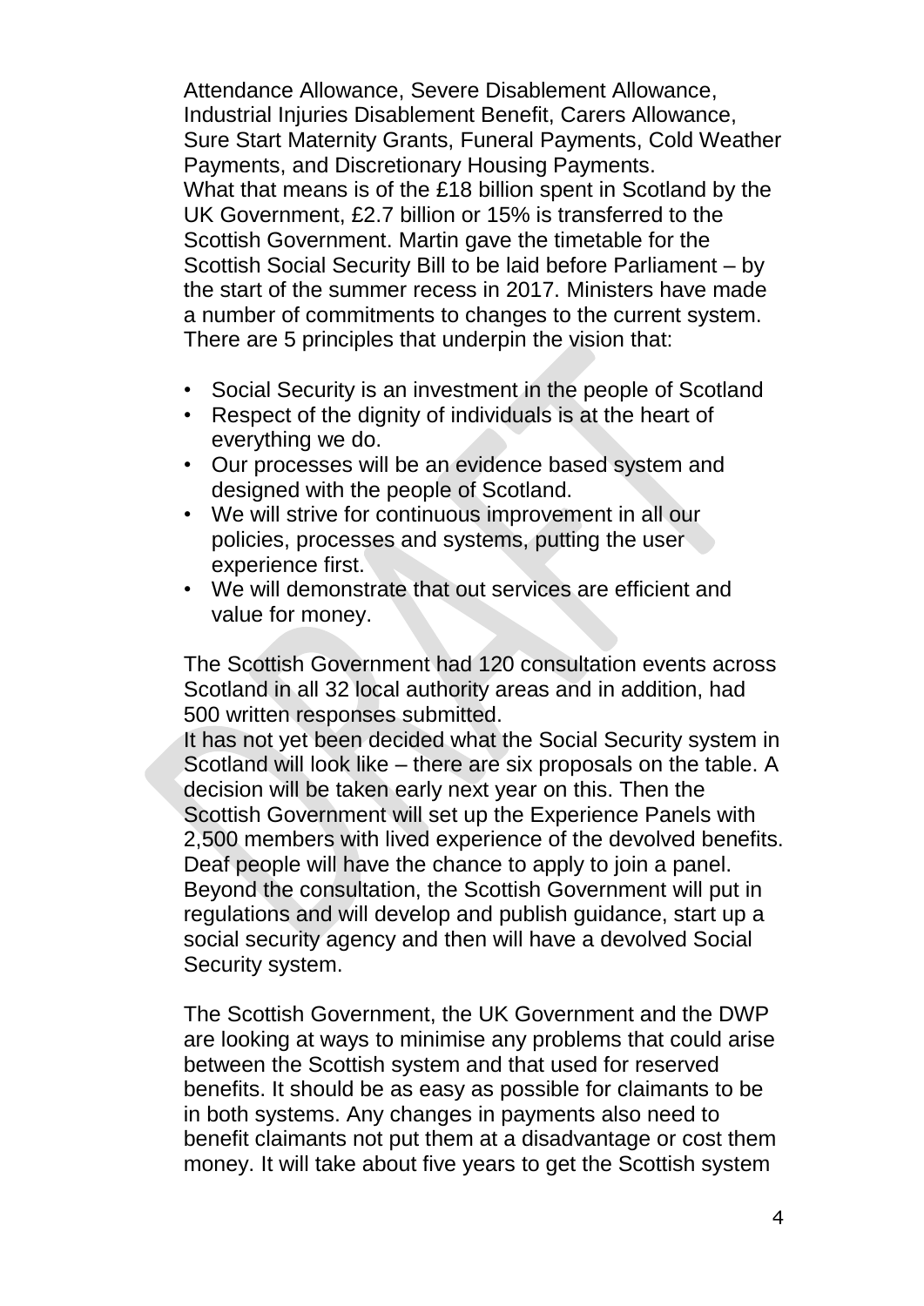Attendance Allowance, Severe Disablement Allowance, Industrial Injuries Disablement Benefit, Carers Allowance, Sure Start Maternity Grants, Funeral Payments, Cold Weather Payments, and Discretionary Housing Payments.
What that means is of the £18 billion spent in Scotland by the UK Government, £2.7 billion or 15% is transferred to the Scottish Government. Martin gave the timetable for the Scottish Social Security Bill to be laid before Parliament – by the start of the summer recess in 2017. Ministers have made a number of commitments to changes to the current system. There are 5 principles that underpin the vision that:

- Social Security is an investment in the people of Scotland
- Respect of the dignity of individuals is at the heart of everything we do.
- Our processes will be an evidence based system and designed with the people of Scotland.
- We will strive for continuous improvement in all our policies, processes and systems, putting the user experience first.
- We will demonstrate that out services are efficient and value for money.

The Scottish Government had 120 consultation events across Scotland in all 32 local authority areas and in addition, had 500 written responses submitted.
It has not yet been decided what the Social Security system in Scotland will look like – there are six proposals on the table. A decision will be taken early next year on this. Then the Scottish Government will set up the Experience Panels with 2,500 members with lived experience of the devolved benefits. Deaf people will have the chance to apply to join a panel. Beyond the consultation, the Scottish Government will put in regulations and will develop and publish guidance, start up a social security agency and then will have a devolved Social Security system.

The Scottish Government, the UK Government and the DWP are looking at ways to minimise any problems that could arise between the Scottish system and that used for reserved benefits. It should be as easy as possible for claimants to be in both systems. Any changes in payments also need to benefit claimants not put them at a disadvantage or cost them money. It will take about five years to get the Scottish system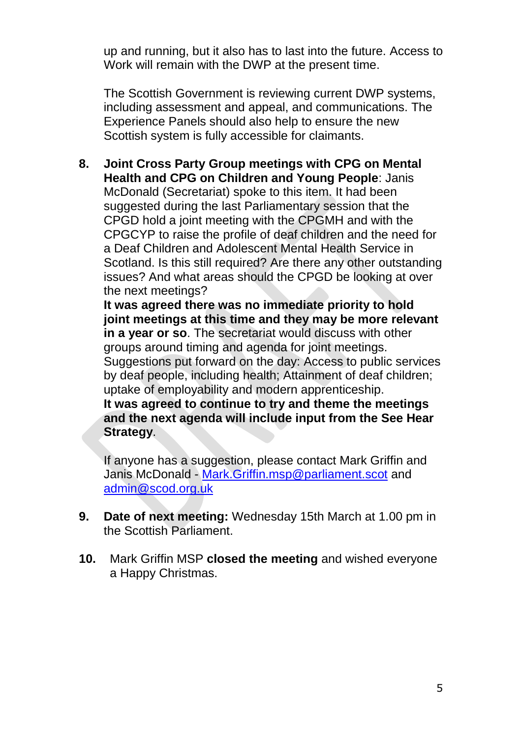up and running, but it also has to last into the future. Access to Work will remain with the DWP at the present time.

The Scottish Government is reviewing current DWP systems, including assessment and appeal, and communications. The Experience Panels should also help to ensure the new Scottish system is fully accessible for claimants.

8. **Joint Cross Party Group meetings with CPG on Mental Health and CPG on Children and Young People**: Janis McDonald (Secretariat) spoke to this item. It had been suggested during the last Parliamentary session that the CPGD hold a joint meeting with the CPGMH and with the CPGCYP to raise the profile of deaf children and the need for a Deaf Children and Adolescent Mental Health Service in Scotland. Is this still required? Are there any other outstanding issues? And what areas should the CPGD be looking at over the next meetings?
   **It was agreed there was no immediate priority to hold joint meetings at this time and they may be more relevant in a year or so**. The secretariat would discuss with other groups around timing and agenda for joint meetings. Suggestions put forward on the day: Access to public services by deaf people, including health; Attainment of deaf children; uptake of employability and modern apprenticeship.
   **It was agreed to continue to try and theme the meetings and the next agenda will include input from the See Hear Strategy**.

   If anyone has a suggestion, please contact Mark Griffin and Janis McDonald - Mark.Griffin.msp@parliament.scot and admin@scod.org.uk

9. **Date of next meeting:** Wednesday 15th March at 1.00 pm in the Scottish Parliament.

10. Mark Griffin MSP **closed the meeting** and wished everyone a Happy Christmas.